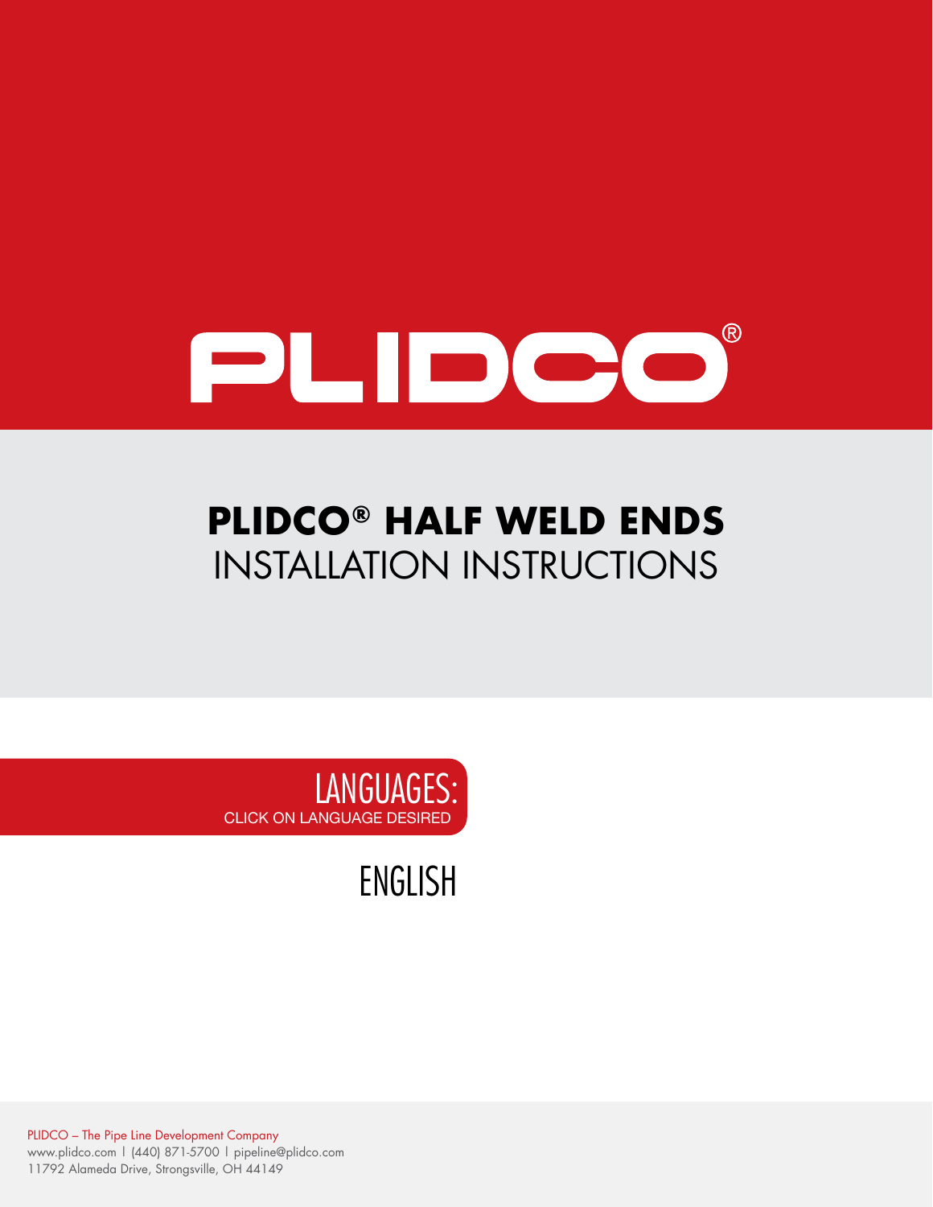# PLIDCO®

## PLIDCO® HALF WELD ENDS
INSTALLATION INSTRUCTIONS

LANGUAGES:
CLICK ON LANGUAGE DESIRED

ENGLISH

PLIDCO – The Pipe Line Development Company
www.plidco.com | (440) 871-5700 | pipeline@plidco.com
11792 Alameda Drive, Strongsville, OH 44149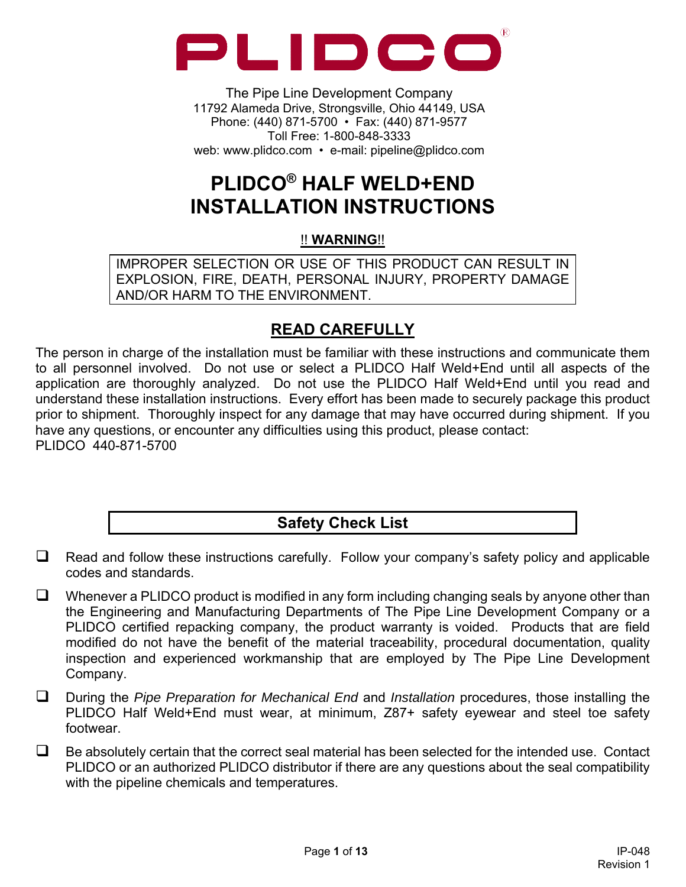PLIDCO®

The Pipe Line Development Company
11792 Alameda Drive, Strongsville, Ohio 44149, USA
Phone: (440) 871-5700 • Fax: (440) 871-9577
Toll Free: 1-800-848-3333
web: www.plidco.com • e-mail: pipeline@plidco.com

# PLIDCO® HALF WELD+END INSTALLATION INSTRUCTIONS

**!! WARNING!!**

IMPROPER SELECTION OR USE OF THIS PRODUCT CAN RESULT IN EXPLOSION, FIRE, DEATH, PERSONAL INJURY, PROPERTY DAMAGE AND/OR HARM TO THE ENVIRONMENT.

## READ CAREFULLY

The person in charge of the installation must be familiar with these instructions and communicate them to all personnel involved. Do not use or select a PLIDCO Half Weld+End until all aspects of the application are thoroughly analyzed. Do not use the PLIDCO Half Weld+End until you read and understand these installation instructions. Every effort has been made to securely package this product prior to shipment. Thoroughly inspect for any damage that may have occurred during shipment. If you have any questions, or encounter any difficulties using this product, please contact:
PLIDCO 440-871-5700

## Safety Check List

- ❑ Read and follow these instructions carefully. Follow your company's safety policy and applicable codes and standards.
- ❑ Whenever a PLIDCO product is modified in any form including changing seals by anyone other than the Engineering and Manufacturing Departments of The Pipe Line Development Company or a PLIDCO certified repacking company, the product warranty is voided. Products that are field modified do not have the benefit of the material traceability, procedural documentation, quality inspection and experienced workmanship that are employed by The Pipe Line Development Company.
- ❑ During the *Pipe Preparation for Mechanical End* and *Installation* procedures, those installing the PLIDCO Half Weld+End must wear, at minimum, Z87+ safety eyewear and steel toe safety footwear.
- ❑ Be absolutely certain that the correct seal material has been selected for the intended use. Contact PLIDCO or an authorized PLIDCO distributor if there are any questions about the seal compatibility with the pipeline chemicals and temperatures.

IP-048
Revision 1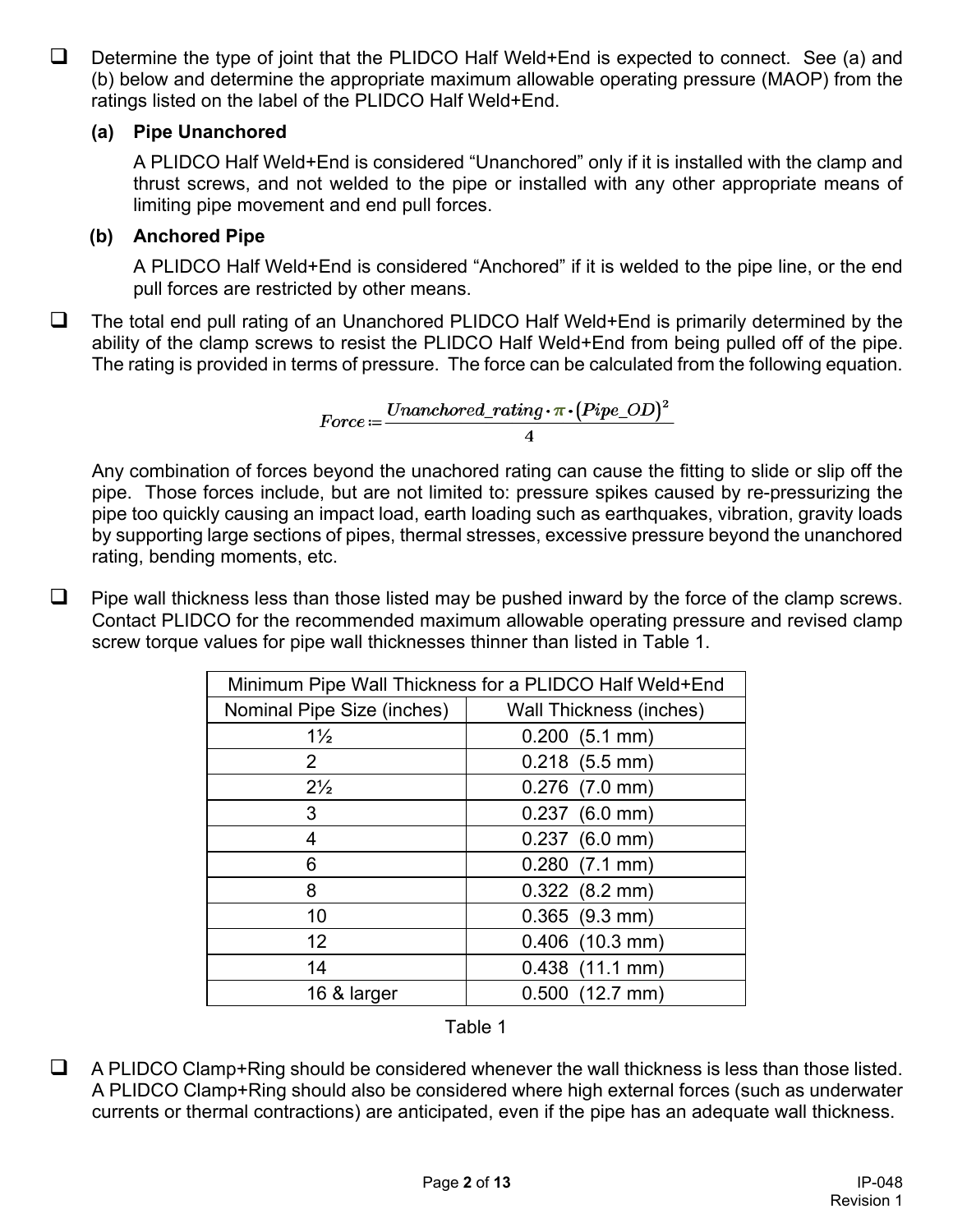- [ ] Determine the type of joint that the PLIDCO Half Weld+End is expected to connect. See (a) and (b) below and determine the appropriate maximum allowable operating pressure (MAOP) from the ratings listed on the label of the PLIDCO Half Weld+End.

  **(a) Pipe Unanchored**

  A PLIDCO Half Weld+End is considered "Unanchored" only if it is installed with the clamp and thrust screws, and not welded to the pipe or installed with any other appropriate means of limiting pipe movement and end pull forces.

  **(b) Anchored Pipe**

  A PLIDCO Half Weld+End is considered "Anchored" if it is welded to the pipe line, or the end pull forces are restricted by other means.

- [ ] The total end pull rating of an Unanchored PLIDCO Half Weld+End is primarily determined by the ability of the clamp screws to resist the PLIDCO Half Weld+End from being pulled off of the pipe. The rating is provided in terms of pressure. The force can be calculated from the following equation.

$$Force := \frac{Unanchored\_rating \cdot \pi \cdot (Pipe\_OD)^2}{4}$$

  Any combination of forces beyond the unachored rating can cause the fitting to slide or slip off the pipe. Those forces include, but are not limited to: pressure spikes caused by re-pressurizing the pipe too quickly causing an impact load, earth loading such as earthquakes, vibration, gravity loads by supporting large sections of pipes, thermal stresses, excessive pressure beyond the unanchored rating, bending moments, etc.

- [ ] Pipe wall thickness less than those listed may be pushed inward by the force of the clamp screws. Contact PLIDCO for the recommended maximum allowable operating pressure and revised clamp screw torque values for pipe wall thicknesses thinner than listed in Table 1.

| Minimum Pipe Wall Thickness for a PLIDCO Half Weld+End | |
|---|---|
| Nominal Pipe Size (inches) | Wall Thickness (inches) |
| 1½ | 0.200 (5.1 mm) |
| 2 | 0.218 (5.5 mm) |
| 2½ | 0.276 (7.0 mm) |
| 3 | 0.237 (6.0 mm) |
| 4 | 0.237 (6.0 mm) |
| 6 | 0.280 (7.1 mm) |
| 8 | 0.322 (8.2 mm) |
| 10 | 0.365 (9.3 mm) |
| 12 | 0.406 (10.3 mm) |
| 14 | 0.438 (11.1 mm) |
| 16 & larger | 0.500 (12.7 mm) |

Table 1

- [ ] A PLIDCO Clamp+Ring should be considered whenever the wall thickness is less than those listed. A PLIDCO Clamp+Ring should also be considered where high external forces (such as underwater currents or thermal contractions) are anticipated, even if the pipe has an adequate wall thickness.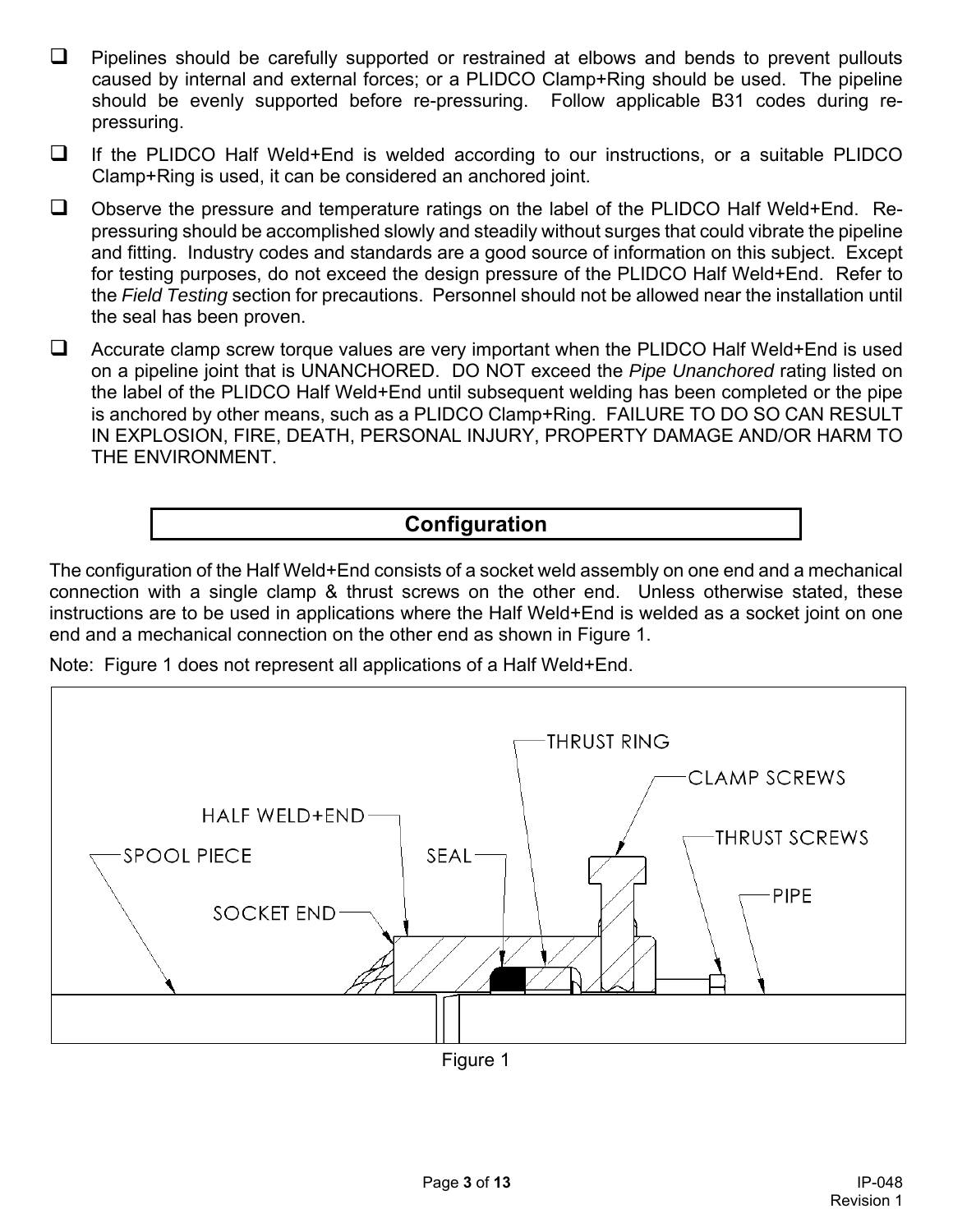- Pipelines should be carefully supported or restrained at elbows and bends to prevent pullouts caused by internal and external forces; or a PLIDCO Clamp+Ring should be used. The pipeline should be evenly supported before re-pressuring. Follow applicable B31 codes during re-pressuring.
- If the PLIDCO Half Weld+End is welded according to our instructions, or a suitable PLIDCO Clamp+Ring is used, it can be considered an anchored joint.
- Observe the pressure and temperature ratings on the label of the PLIDCO Half Weld+End. Re-pressuring should be accomplished slowly and steadily without surges that could vibrate the pipeline and fitting. Industry codes and standards are a good source of information on this subject. Except for testing purposes, do not exceed the design pressure of the PLIDCO Half Weld+End. Refer to the *Field Testing* section for precautions. Personnel should not be allowed near the installation until the seal has been proven.
- Accurate clamp screw torque values are very important when the PLIDCO Half Weld+End is used on a pipeline joint that is UNANCHORED. DO NOT exceed the *Pipe Unanchored* rating listed on the label of the PLIDCO Half Weld+End until subsequent welding has been completed or the pipe is anchored by other means, such as a PLIDCO Clamp+Ring. FAILURE TO DO SO CAN RESULT IN EXPLOSION, FIRE, DEATH, PERSONAL INJURY, PROPERTY DAMAGE AND/OR HARM TO THE ENVIRONMENT.

## Configuration

The configuration of the Half Weld+End consists of a socket weld assembly on one end and a mechanical connection with a single clamp & thrust screws on the other end. Unless otherwise stated, these instructions are to be used in applications where the Half Weld+End is welded as a socket joint on one end and a mechanical connection on the other end as shown in Figure 1.

Note: Figure 1 does not represent all applications of a Half Weld+End.

Figure 1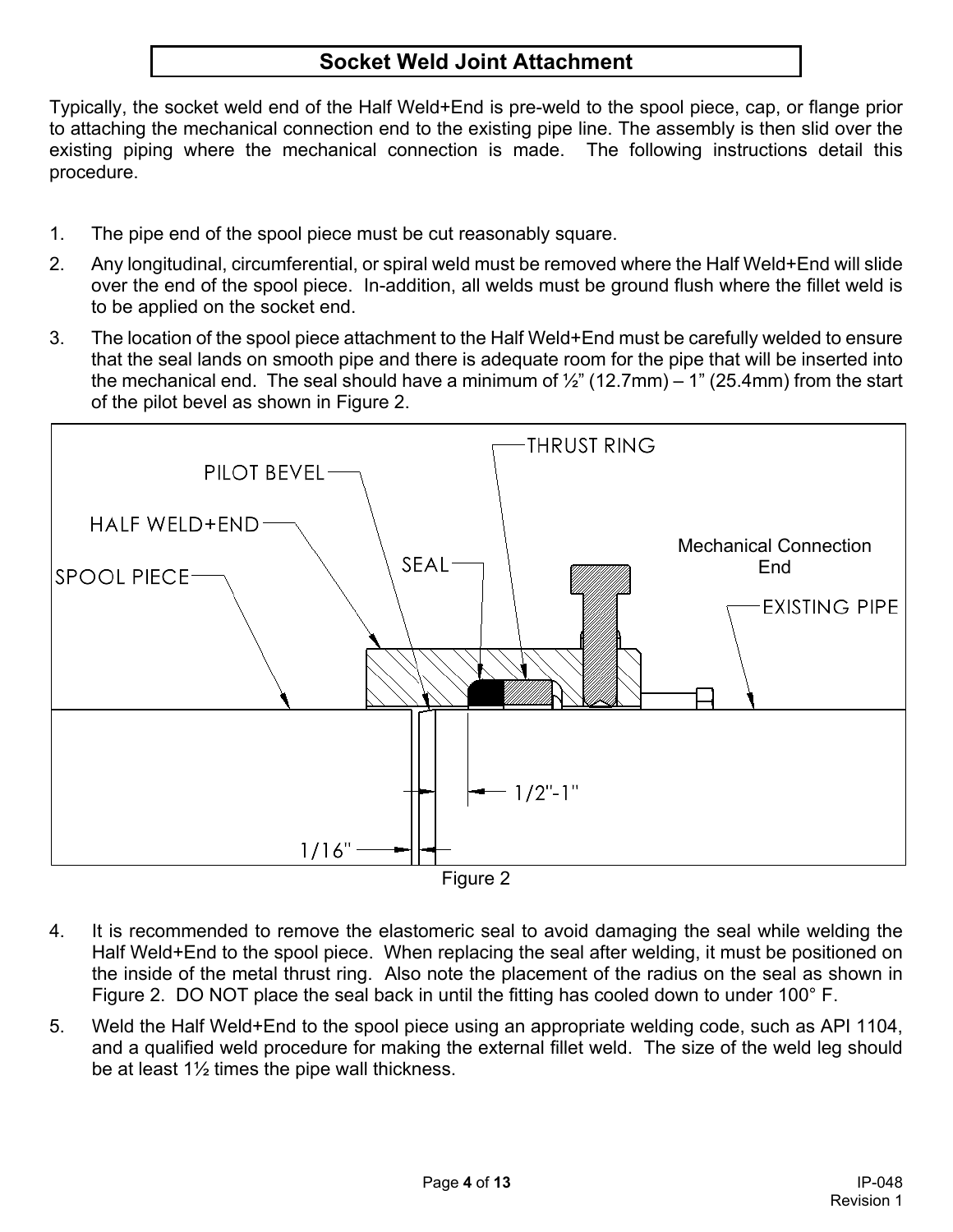## Socket Weld Joint Attachment

Typically, the socket weld end of the Half Weld+End is pre-weld to the spool piece, cap, or flange prior to attaching the mechanical connection end to the existing pipe line. The assembly is then slid over the existing piping where the mechanical connection is made. The following instructions detail this procedure.

1. The pipe end of the spool piece must be cut reasonably square.
2. Any longitudinal, circumferential, or spiral weld must be removed where the Half Weld+End will slide over the end of the spool piece. In-addition, all welds must be ground flush where the fillet weld is to be applied on the socket end.
3. The location of the spool piece attachment to the Half Weld+End must be carefully welded to ensure that the seal lands on smooth pipe and there is adequate room for the pipe that will be inserted into the mechanical end. The seal should have a minimum of ½" (12.7mm) – 1" (25.4mm) from the start of the pilot bevel as shown in Figure 2.

PILOT BEVEL, HALF WELD+END, SPOOL PIECE, SEAL, THRUST RING, Mechanical Connection End, EXISTING PIPE, 1/2"-1", 1/16"

Figure 2

4. It is recommended to remove the elastomeric seal to avoid damaging the seal while welding the Half Weld+End to the spool piece. When replacing the seal after welding, it must be positioned on the inside of the metal thrust ring. Also note the placement of the radius on the seal as shown in Figure 2. DO NOT place the seal back in until the fitting has cooled down to under 100° F.
5. Weld the Half Weld+End to the spool piece using an appropriate welding code, such as API 1104, and a qualified weld procedure for making the external fillet weld. The size of the weld leg should be at least 1½ times the pipe wall thickness.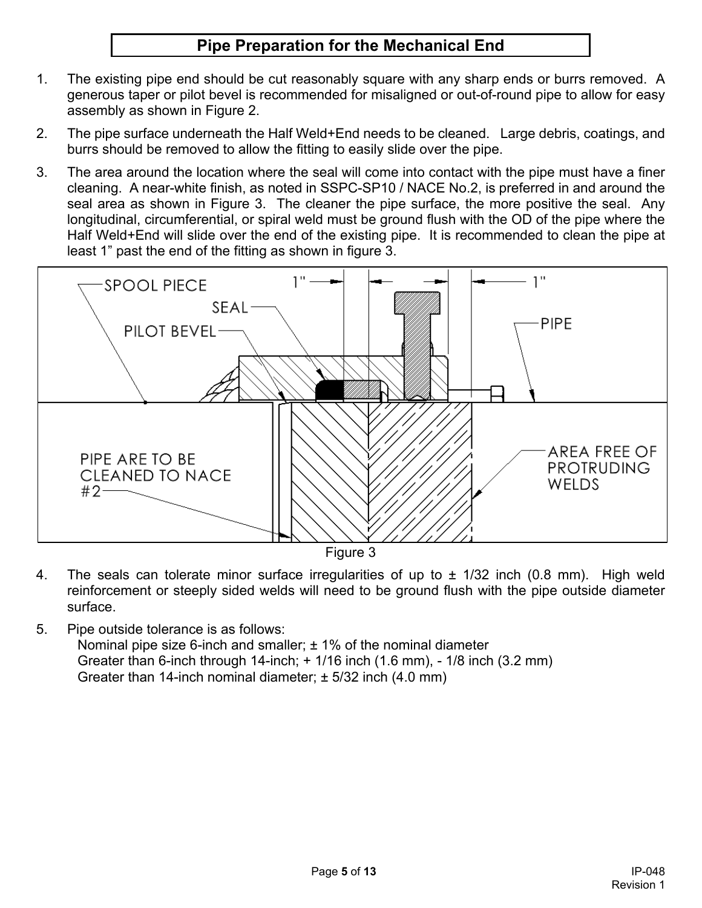## Pipe Preparation for the Mechanical End

1. The existing pipe end should be cut reasonably square with any sharp ends or burrs removed. A generous taper or pilot bevel is recommended for misaligned or out-of-round pipe to allow for easy assembly as shown in Figure 2.
2. The pipe surface underneath the Half Weld+End needs to be cleaned. Large debris, coatings, and burrs should be removed to allow the fitting to easily slide over the pipe.
3. The area around the location where the seal will come into contact with the pipe must have a finer cleaning. A near-white finish, as noted in SSPC-SP10 / NACE No.2, is preferred in and around the seal area as shown in Figure 3. The cleaner the pipe surface, the more positive the seal. Any longitudinal, circumferential, or spiral weld must be ground flush with the OD of the pipe where the Half Weld+End will slide over the end of the existing pipe. It is recommended to clean the pipe at least 1" past the end of the fitting as shown in figure 3.

Figure 3

4. The seals can tolerate minor surface irregularities of up to ± 1/32 inch (0.8 mm). High weld reinforcement or steeply sided welds will need to be ground flush with the pipe outside diameter surface.
5. Pipe outside tolerance is as follows:
   - Nominal pipe size 6-inch and smaller; ± 1% of the nominal diameter
   - Greater than 6-inch through 14-inch; + 1/16 inch (1.6 mm), - 1/8 inch (3.2 mm)
   - Greater than 14-inch nominal diameter; ± 5/32 inch (4.0 mm)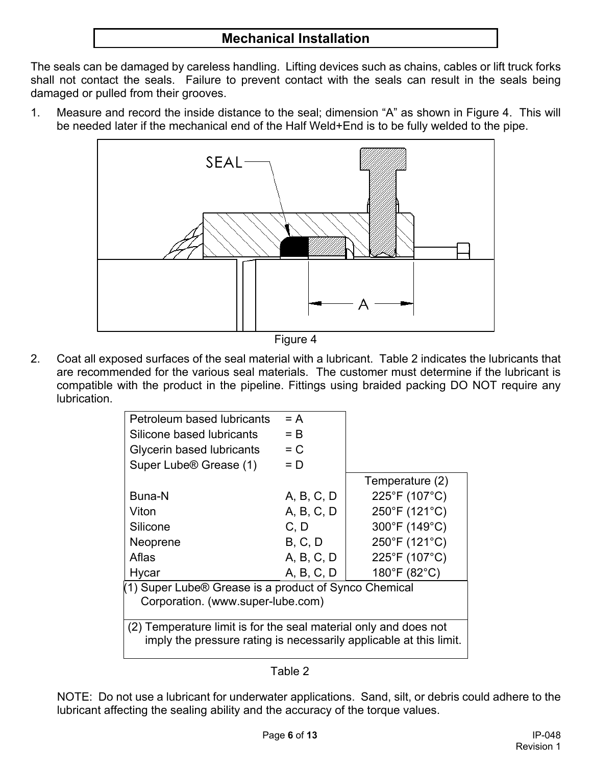## Mechanical Installation

The seals can be damaged by careless handling. Lifting devices such as chains, cables or lift truck forks shall not contact the seals. Failure to prevent contact with the seals can result in the seals being damaged or pulled from their grooves.

1. Measure and record the inside distance to the seal; dimension “A” as shown in Figure 4. This will be needed later if the mechanical end of the Half Weld+End is to be fully welded to the pipe.

Figure 4

2. Coat all exposed surfaces of the seal material with a lubricant. Table 2 indicates the lubricants that are recommended for the various seal materials. The customer must determine if the lubricant is compatible with the product in the pipeline. Fittings using braided packing DO NOT require any lubrication.

Petroleum based lubricants = A
Silicone based lubricants = B
Glycerin based lubricants = C
Super Lube® Grease (1) = D

| Seal Material | Lubricants | Temperature (2) |
|---|---|---|
| Buna-N | A, B, C, D | 225°F (107°C) |
| Viton | A, B, C, D | 250°F (121°C) |
| Silicone | C, D | 300°F (149°C) |
| Neoprene | B, C, D | 250°F (121°C) |
| Aflas | A, B, C, D | 225°F (107°C) |
| Hycar | A, B, C, D | 180°F (82°C) |

(1) Super Lube® Grease is a product of Synco Chemical Corporation. (www.super-lube.com)

(2) Temperature limit is for the seal material only and does not imply the pressure rating is necessarily applicable at this limit.

Table 2

NOTE: Do not use a lubricant for underwater applications. Sand, silt, or debris could adhere to the lubricant affecting the sealing ability and the accuracy of the torque values.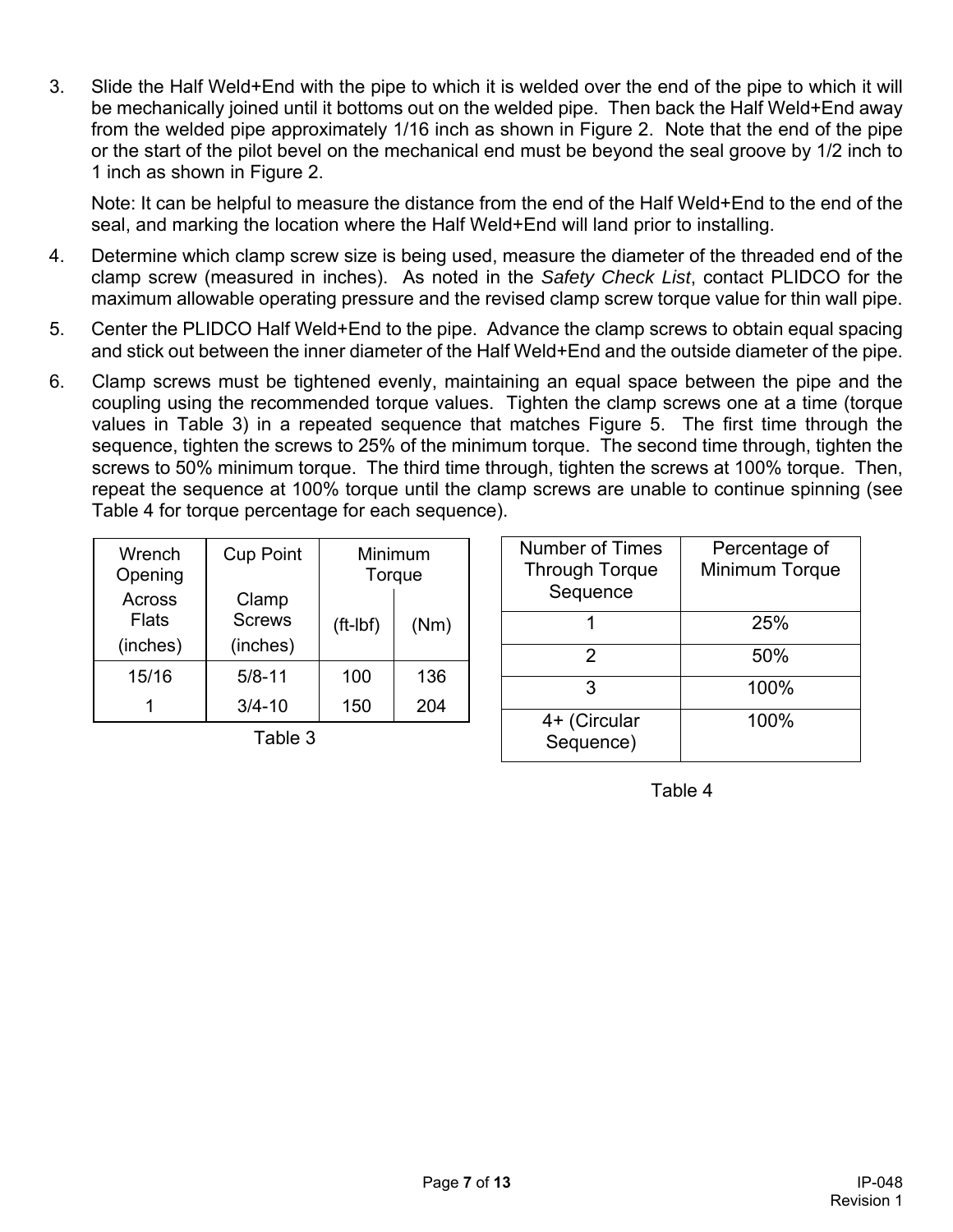3. Slide the Half Weld+End with the pipe to which it is welded over the end of the pipe to which it will be mechanically joined until it bottoms out on the welded pipe. Then back the Half Weld+End away from the welded pipe approximately 1/16 inch as shown in Figure 2. Note that the end of the pipe or the start of the pilot bevel on the mechanical end must be beyond the seal groove by 1/2 inch to 1 inch as shown in Figure 2.

   Note: It can be helpful to measure the distance from the end of the Half Weld+End to the end of the seal, and marking the location where the Half Weld+End will land prior to installing.

4. Determine which clamp screw size is being used, measure the diameter of the threaded end of the clamp screw (measured in inches). As noted in the *Safety Check List*, contact PLIDCO for the maximum allowable operating pressure and the revised clamp screw torque value for thin wall pipe.

5. Center the PLIDCO Half Weld+End to the pipe. Advance the clamp screws to obtain equal spacing and stick out between the inner diameter of the Half Weld+End and the outside diameter of the pipe.

6. Clamp screws must be tightened evenly, maintaining an equal space between the pipe and the coupling using the recommended torque values. Tighten the clamp screws one at a time (torque values in Table 3) in a repeated sequence that matches Figure 5. The first time through the sequence, tighten the screws to 25% of the minimum torque. The second time through, tighten the screws to 50% minimum torque. The third time through, tighten the screws at 100% torque. Then, repeat the sequence at 100% torque until the clamp screws are unable to continue spinning (see Table 4 for torque percentage for each sequence).

| Wrench Opening Across Flats (inches) | Cup Point Clamp Screws (inches) | Minimum Torque | |
|---|---|---|---|
| | | (ft-lbf) | (Nm) |
| 15/16 | 5/8-11 | 100 | 136 |
| 1 | 3/4-10 | 150 | 204 |

Table 3

| Number of Times Through Torque Sequence | Percentage of Minimum Torque |
|---|---|
| 1 | 25% |
| 2 | 50% |
| 3 | 100% |
| 4+ (Circular Sequence) | 100% |

Table 4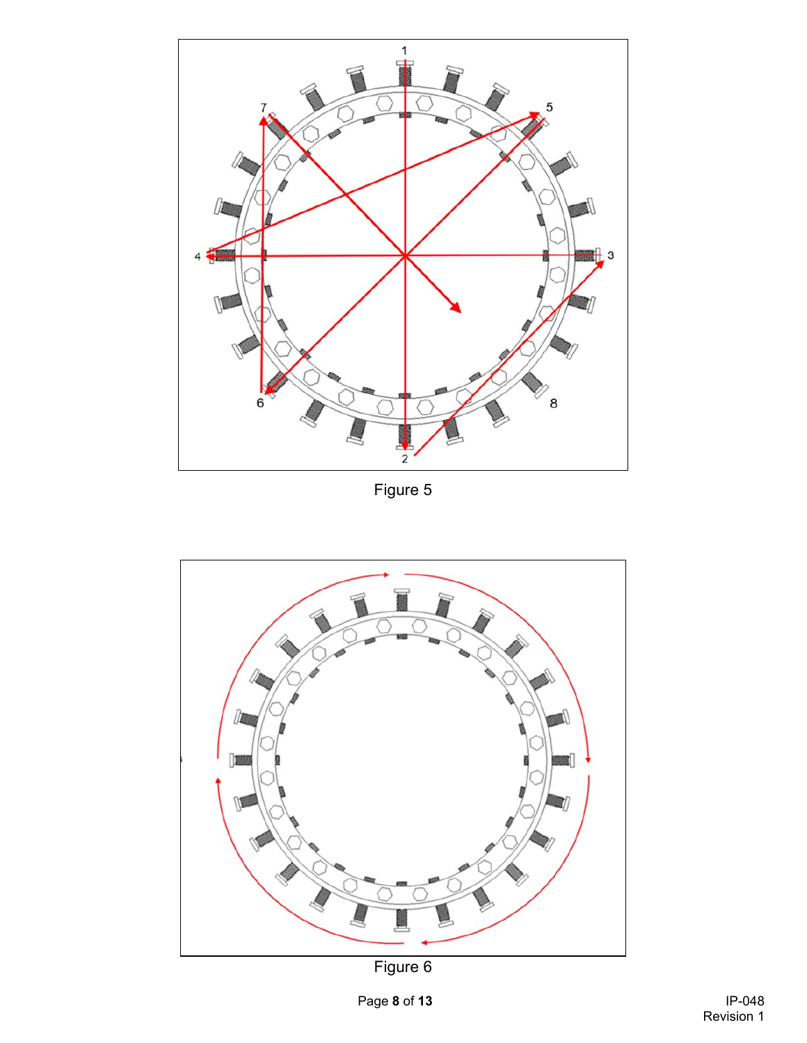Figure 5

Figure 6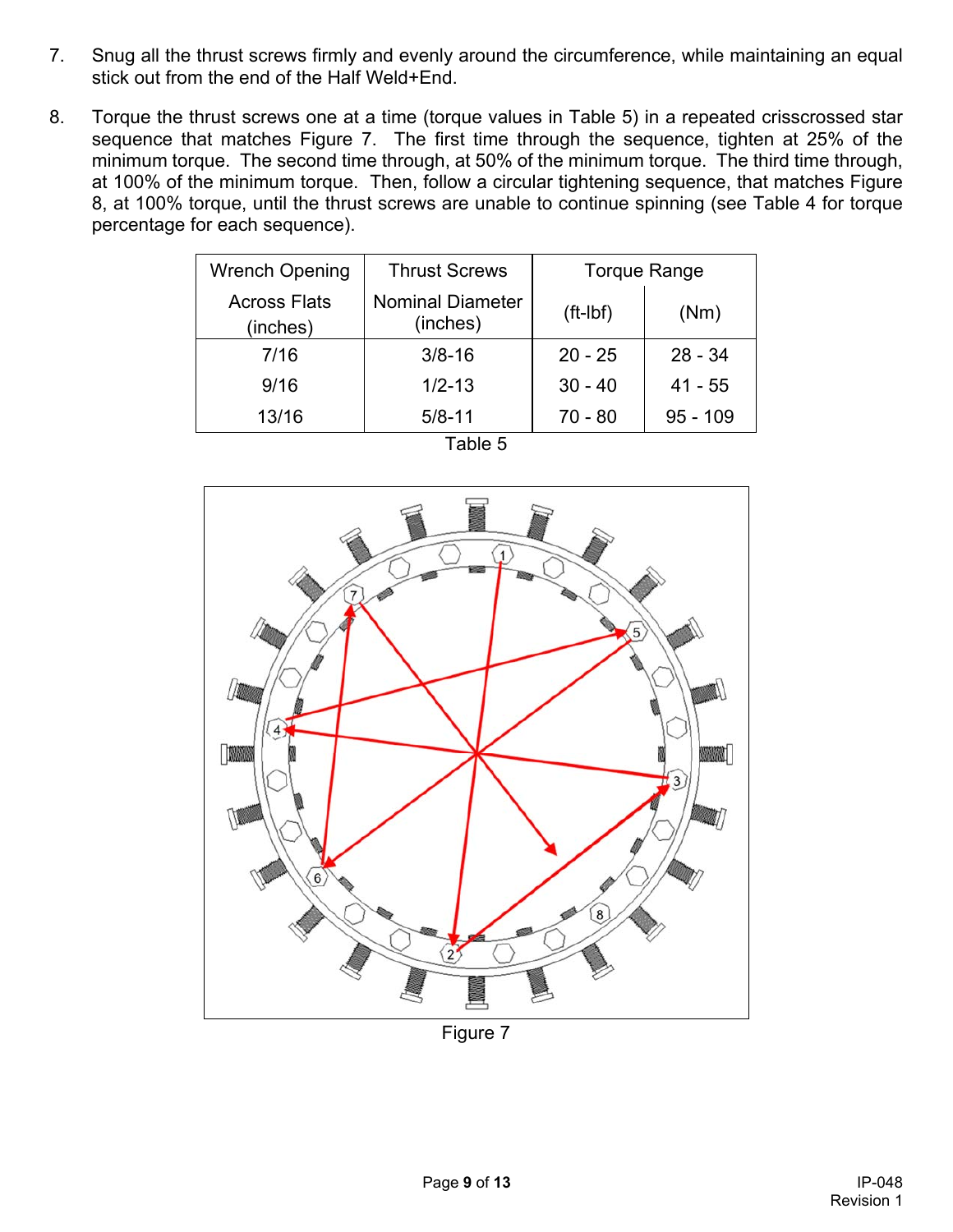7. Snug all the thrust screws firmly and evenly around the circumference, while maintaining an equal stick out from the end of the Half Weld+End.

8. Torque the thrust screws one at a time (torque values in Table 5) in a repeated crisscrossed star sequence that matches Figure 7. The first time through the sequence, tighten at 25% of the minimum torque. The second time through, at 50% of the minimum torque. The third time through, at 100% of the minimum torque. Then, follow a circular tightening sequence, that matches Figure 8, at 100% torque, until the thrust screws are unable to continue spinning (see Table 4 for torque percentage for each sequence).

| Wrench Opening Across Flats (inches) | Thrust Screws Nominal Diameter (inches) | Torque Range (ft-lbf) | Torque Range (Nm) |
|---|---|---|---|
| 7/16 | 3/8-16 | 20 - 25 | 28 - 34 |
| 9/16 | 1/2-13 | 30 - 40 | 41 - 55 |
| 13/16 | 5/8-11 | 70 - 80 | 95 - 109 |

Table 5

Figure 7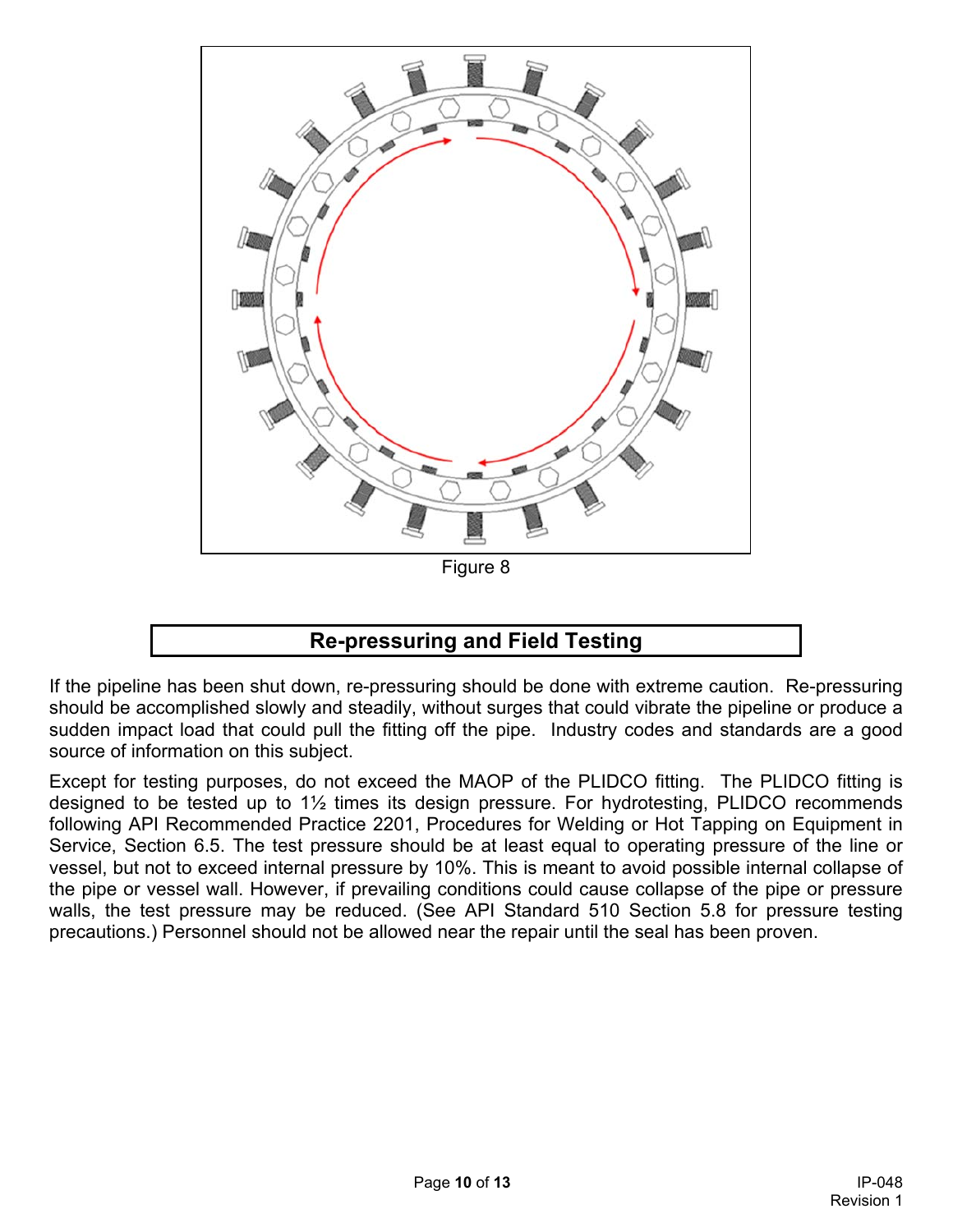Figure 8

## Re-pressuring and Field Testing

If the pipeline has been shut down, re-pressuring should be done with extreme caution. Re-pressuring should be accomplished slowly and steadily, without surges that could vibrate the pipeline or produce a sudden impact load that could pull the fitting off the pipe. Industry codes and standards are a good source of information on this subject.

Except for testing purposes, do not exceed the MAOP of the PLIDCO fitting. The PLIDCO fitting is designed to be tested up to 1½ times its design pressure. For hydrotesting, PLIDCO recommends following API Recommended Practice 2201, Procedures for Welding or Hot Tapping on Equipment in Service, Section 6.5. The test pressure should be at least equal to operating pressure of the line or vessel, but not to exceed internal pressure by 10%. This is meant to avoid possible internal collapse of the pipe or vessel wall. However, if prevailing conditions could cause collapse of the pipe or pressure walls, the test pressure may be reduced. (See API Standard 510 Section 5.8 for pressure testing precautions.) Personnel should not be allowed near the repair until the seal has been proven.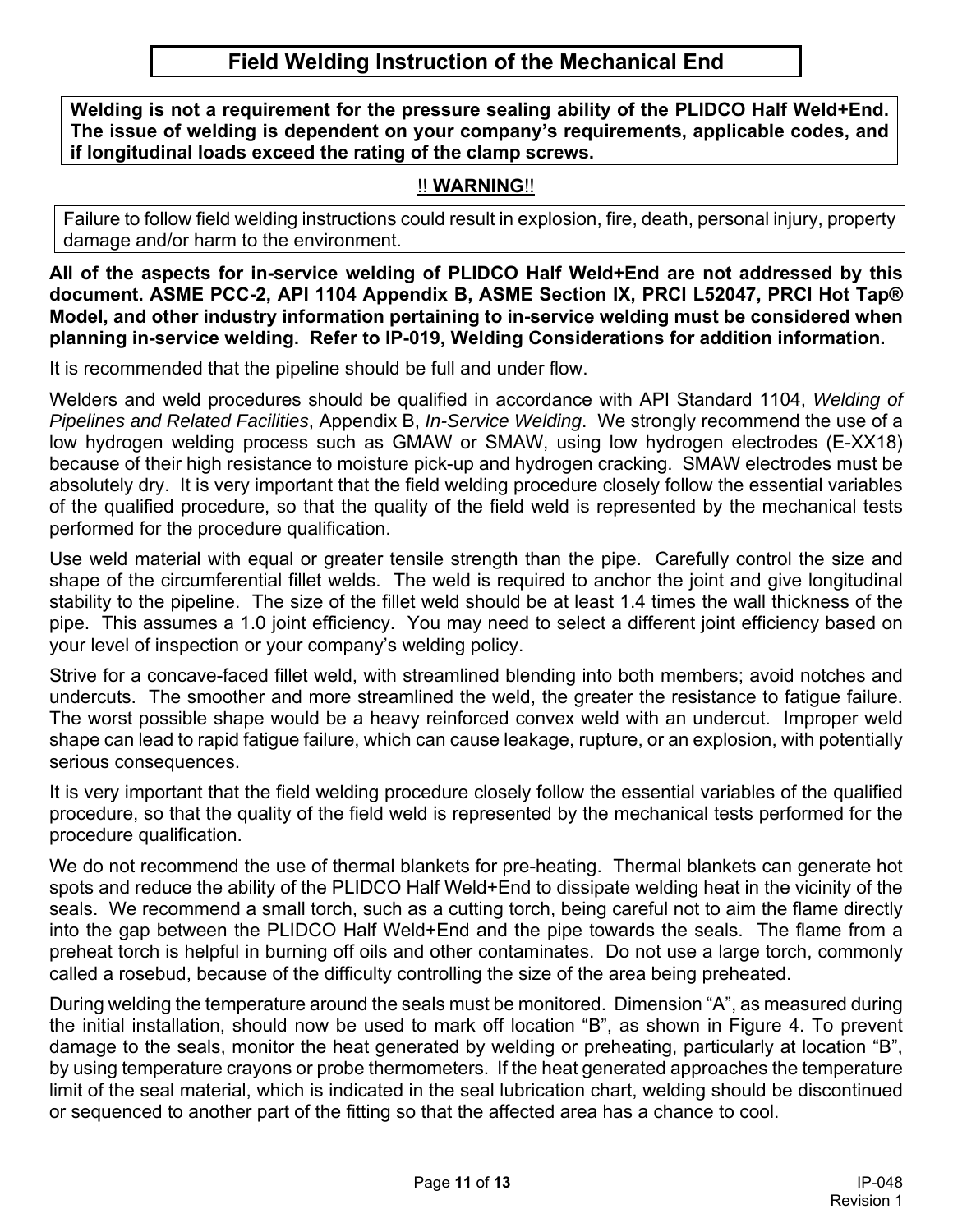# Field Welding Instruction of the Mechanical End

**Welding is not a requirement for the pressure sealing ability of the PLIDCO Half Weld+End. The issue of welding is dependent on your company's requirements, applicable codes, and if longitudinal loads exceed the rating of the clamp screws.**

**!! WARNING!!**

Failure to follow field welding instructions could result in explosion, fire, death, personal injury, property damage and/or harm to the environment.

**All of the aspects for in-service welding of PLIDCO Half Weld+End are not addressed by this document. ASME PCC-2, API 1104 Appendix B, ASME Section IX, PRCI L52047, PRCI Hot Tap® Model, and other industry information pertaining to in-service welding must be considered when planning in-service welding. Refer to IP-019, Welding Considerations for addition information.**

It is recommended that the pipeline should be full and under flow.

Welders and weld procedures should be qualified in accordance with API Standard 1104, *Welding of Pipelines and Related Facilities*, Appendix B, *In-Service Welding*. We strongly recommend the use of a low hydrogen welding process such as GMAW or SMAW, using low hydrogen electrodes (E-XX18) because of their high resistance to moisture pick-up and hydrogen cracking. SMAW electrodes must be absolutely dry. It is very important that the field welding procedure closely follow the essential variables of the qualified procedure, so that the quality of the field weld is represented by the mechanical tests performed for the procedure qualification.

Use weld material with equal or greater tensile strength than the pipe. Carefully control the size and shape of the circumferential fillet welds. The weld is required to anchor the joint and give longitudinal stability to the pipeline. The size of the fillet weld should be at least 1.4 times the wall thickness of the pipe. This assumes a 1.0 joint efficiency. You may need to select a different joint efficiency based on your level of inspection or your company's welding policy.

Strive for a concave-faced fillet weld, with streamlined blending into both members; avoid notches and undercuts. The smoother and more streamlined the weld, the greater the resistance to fatigue failure. The worst possible shape would be a heavy reinforced convex weld with an undercut. Improper weld shape can lead to rapid fatigue failure, which can cause leakage, rupture, or an explosion, with potentially serious consequences.

It is very important that the field welding procedure closely follow the essential variables of the qualified procedure, so that the quality of the field weld is represented by the mechanical tests performed for the procedure qualification.

We do not recommend the use of thermal blankets for pre-heating. Thermal blankets can generate hot spots and reduce the ability of the PLIDCO Half Weld+End to dissipate welding heat in the vicinity of the seals. We recommend a small torch, such as a cutting torch, being careful not to aim the flame directly into the gap between the PLIDCO Half Weld+End and the pipe towards the seals. The flame from a preheat torch is helpful in burning off oils and other contaminates. Do not use a large torch, commonly called a rosebud, because of the difficulty controlling the size of the area being preheated.

During welding the temperature around the seals must be monitored. Dimension "A", as measured during the initial installation, should now be used to mark off location "B", as shown in Figure 4. To prevent damage to the seals, monitor the heat generated by welding or preheating, particularly at location "B", by using temperature crayons or probe thermometers. If the heat generated approaches the temperature limit of the seal material, which is indicated in the seal lubrication chart, welding should be discontinued or sequenced to another part of the fitting so that the affected area has a chance to cool.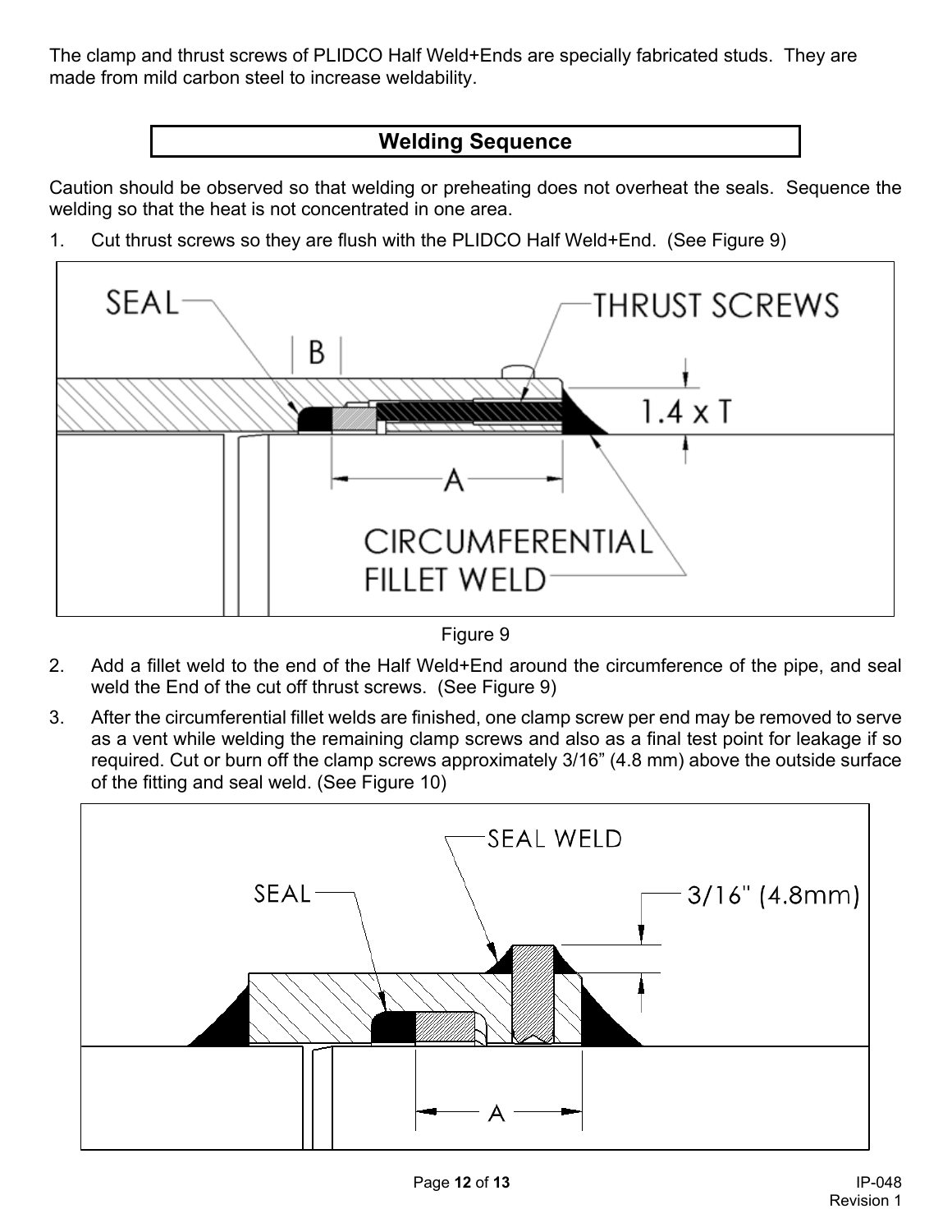The clamp and thrust screws of PLIDCO Half Weld+Ends are specially fabricated studs. They are made from mild carbon steel to increase weldability.

## Welding Sequence

Caution should be observed so that welding or preheating does not overheat the seals. Sequence the welding so that the heat is not concentrated in one area.

1. Cut thrust screws so they are flush with the PLIDCO Half Weld+End. (See Figure 9)

Figure 9

2. Add a fillet weld to the end of the Half Weld+End around the circumference of the pipe, and seal weld the End of the cut off thrust screws. (See Figure 9)
3. After the circumferential fillet welds are finished, one clamp screw per end may be removed to serve as a vent while welding the remaining clamp screws and also as a final test point for leakage if so required. Cut or burn off the clamp screws approximately 3/16" (4.8 mm) above the outside surface of the fitting and seal weld. (See Figure 10)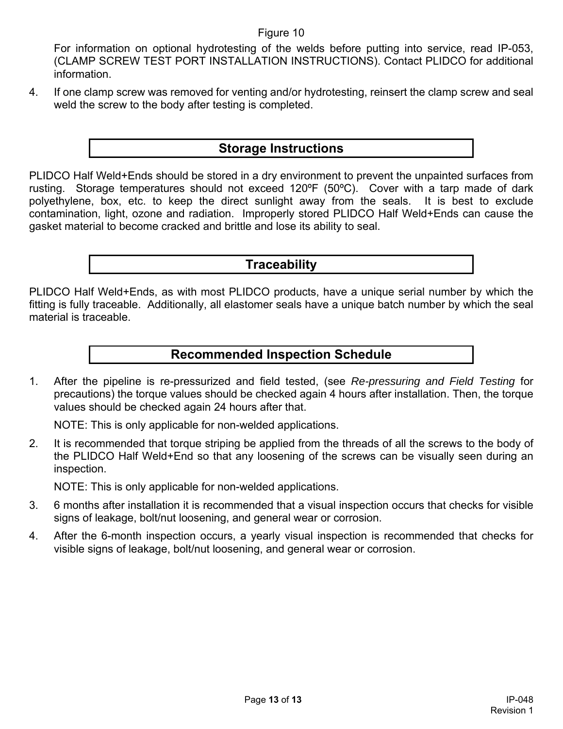Figure 10

For information on optional hydrotesting of the welds before putting into service, read IP-053, (CLAMP SCREW TEST PORT INSTALLATION INSTRUCTIONS). Contact PLIDCO for additional information.

4. If one clamp screw was removed for venting and/or hydrotesting, reinsert the clamp screw and seal weld the screw to the body after testing is completed.

## Storage Instructions

PLIDCO Half Weld+Ends should be stored in a dry environment to prevent the unpainted surfaces from rusting. Storage temperatures should not exceed 120ºF (50ºC). Cover with a tarp made of dark polyethylene, box, etc. to keep the direct sunlight away from the seals. It is best to exclude contamination, light, ozone and radiation. Improperly stored PLIDCO Half Weld+Ends can cause the gasket material to become cracked and brittle and lose its ability to seal.

## Traceability

PLIDCO Half Weld+Ends, as with most PLIDCO products, have a unique serial number by which the fitting is fully traceable. Additionally, all elastomer seals have a unique batch number by which the seal material is traceable.

## Recommended Inspection Schedule

1. After the pipeline is re-pressurized and field tested, (see *Re-pressuring and Field Testing* for precautions) the torque values should be checked again 4 hours after installation. Then, the torque values should be checked again 24 hours after that.

   NOTE: This is only applicable for non-welded applications.

2. It is recommended that torque striping be applied from the threads of all the screws to the body of the PLIDCO Half Weld+End so that any loosening of the screws can be visually seen during an inspection.

   NOTE: This is only applicable for non-welded applications.

3. 6 months after installation it is recommended that a visual inspection occurs that checks for visible signs of leakage, bolt/nut loosening, and general wear or corrosion.

4. After the 6-month inspection occurs, a yearly visual inspection is recommended that checks for visible signs of leakage, bolt/nut loosening, and general wear or corrosion.